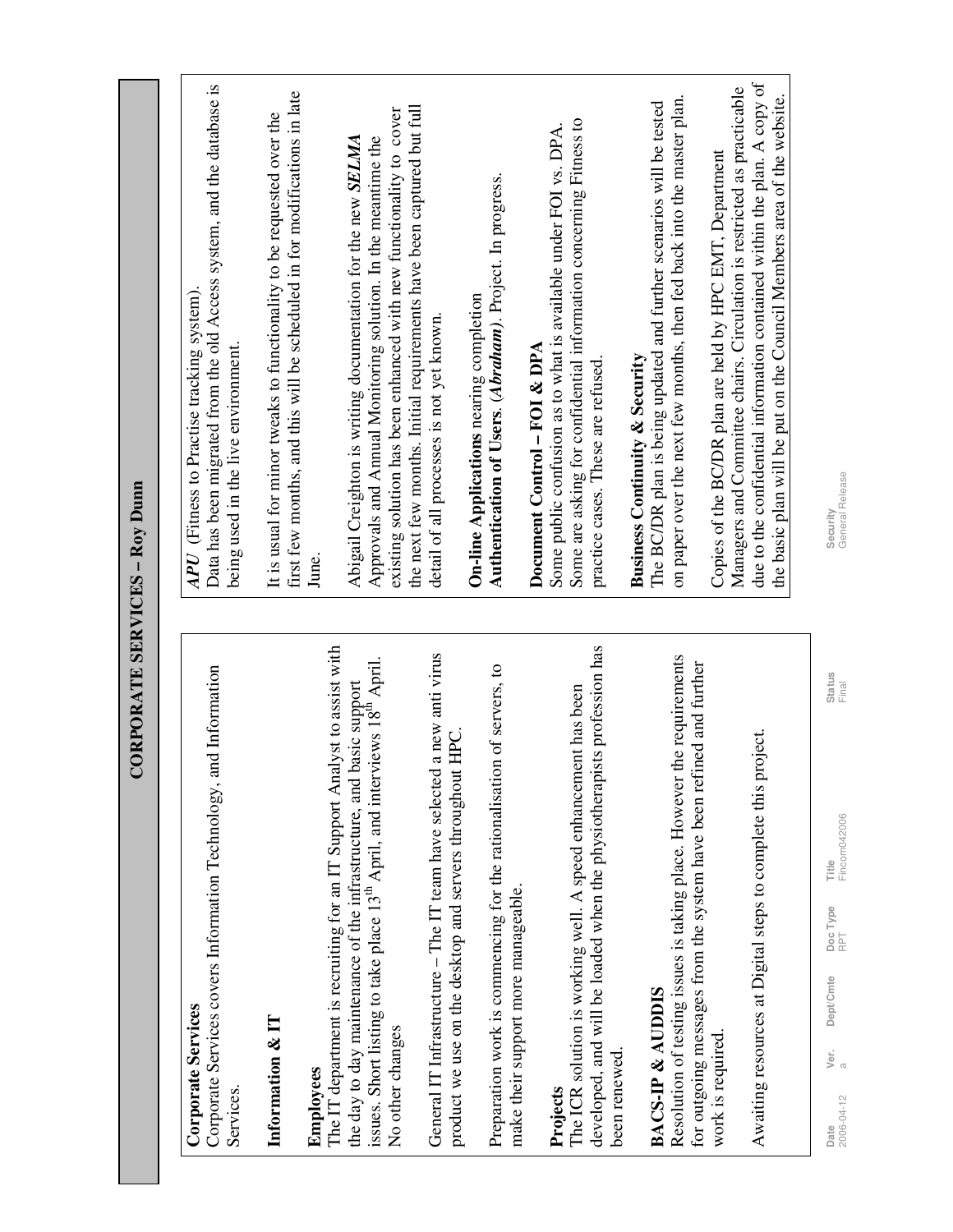# CORPORATE SERVICES – Roy Dunn

**Corporate Services**
Corporate Services covers Information Technology, and Information Services.

**Information & IT**

**Employees**
The IT department is recruiting for an IT Support Analyst to assist with the day to day maintenance of the infrastructure, and basic support issues. Short listing to take place 13th April, and interviews 18th April. No other changes

General IT Infrastructure – The IT team have selected a new anti virus product we use on the desktop and servers throughout HPC.

Preparation work is commencing for the rationalisation of servers, to make their support more manageable.

**Projects**
The ICR solution is working well. A speed enhancement has been developed, and will be loaded when the physiotherapists profession has been renewed.

**BACS-IP & AUDDIS**
Resolution of testing issues is taking place. However the requirements for outgoing messages from the system have been refined and further work is required.

Awaiting resources at Digital steps to complete this project.

***APU*** (Fitness to Practise tracking system).
Data has been migrated from the old Access system, and the database is being used in the live environment.

It is usual for minor tweaks to functionality to be requested over the first few months, and this will be scheduled in for modifications in late June.

Abigail Creighton is writing documentation for the new ***SELMA*** Approvals and Annual Monitoring solution. In the meantime the existing solution has been enhanced with new functionality to cover the next few months. Initial requirements have been captured but full detail of all processes is not yet known.

**On-line Applications** nearing completion
**Authentication of Users**. (***Abraham***). Project. In progress.

**Document Control – FOI & DPA**
Some public confusion as to what is available under FOI vs. DPA. Some are asking for confidential information concerning Fitness to practice cases. These are refused.

**Business Continuity & Security**
The BC/DR plan is being updated and further scenarios will be tested on paper over the next few months, then fed back into the master plan.

Copies of the BC/DR plan are held by HPC EMT, Department Managers and Committee chairs. Circulation is restricted as practicable due to the confidential information contained within the plan. A copy of the basic plan will be put on the Council Members area of the website.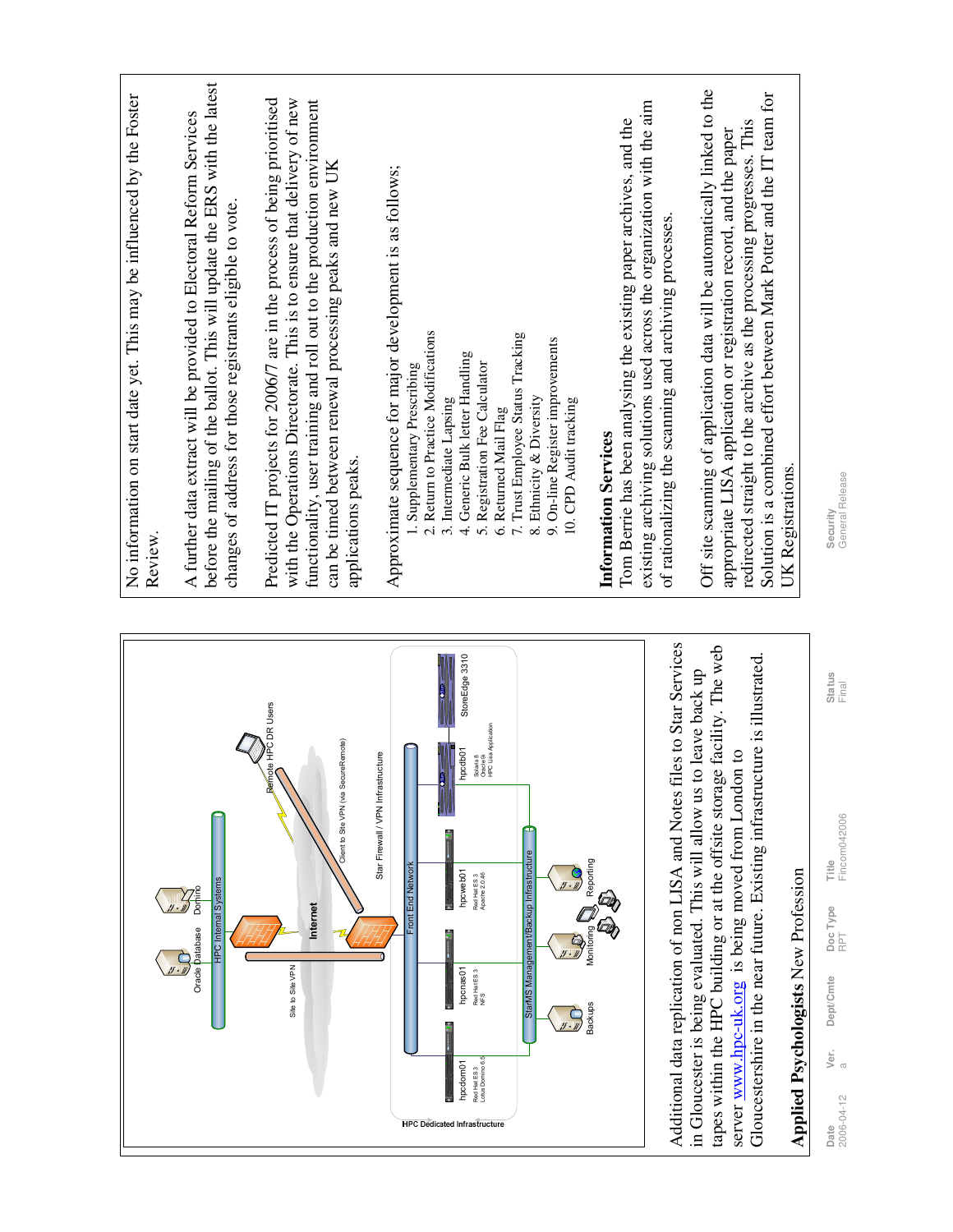HPC Dedicated Infrastructure

Oracle Database

Domino

HPC Internal Systems

Site to Site VPN

Internet

Client to Site VPN (via SecureRemote)

Remote HPC DR Users

Star Firewall / VPN Infrastructure

Front End Network

hpcdom01
Red Hat ES 3
Lotus Domino 6.5

hpcnas01
Red Hat ES 3
NFS

hpcweb01
Red Hat ES 3
Apache 2.0.46

hpcdb01
Solaris 8
Oracle 9i
HPC Lisa Application

StoreEdge 3310

StarMS Management/Backup Infrastructure

Backups

Monitoring

Reporting

Additional data replication of non LISA and Notes files to Star Services in Gloucester is being evaluated. This will allow us to leave back up tapes within the HPC building or at the offsite storage facility. The web server www.hpc-uk.org is being moved from London to Gloucestershire in the near future. Existing infrastructure is illustrated.

**Applied Psychologists** New Profession

No information on start date yet. This may be influenced by the Foster Review.

A further data extract will be provided to Electoral Reform Services before the mailing of the ballot. This will update the ERS with the latest changes of address for those registrants eligible to vote.

Predicted IT projects for 2006/7 are in the process of being prioritised with the Operations Directorate. This is to ensure that delivery of new functionality, user training and roll out to the production environment can be timed between renewal processing peaks and new UK applications peaks.

Approximate sequence for major development is as follows;

1. Supplementary Prescribing
2. Return to Practice Modifications
3. Intermediate Lapsing
4. Generic Bulk letter Handling
5. Registration Fee Calculator
6. Returned Mail Flag
7. Trust Employee Status Tracking
8. Ethnicity & Diversity
9. On-line Register improvements
10. CPD Audit tracking

**Information Services**
Tom Berrie has been analysing the existing paper archives, and the existing archiving solutions used across the organization with the aim of rationalizing the scanning and archiving processes.

Off site scanning of application data will be automatically linked to the appropriate LISA application or registration record, and the paper redirected straight to the archive as the processing progresses. This Solution is a combined effort between Mark Potter and the IT team for UK Registrations.